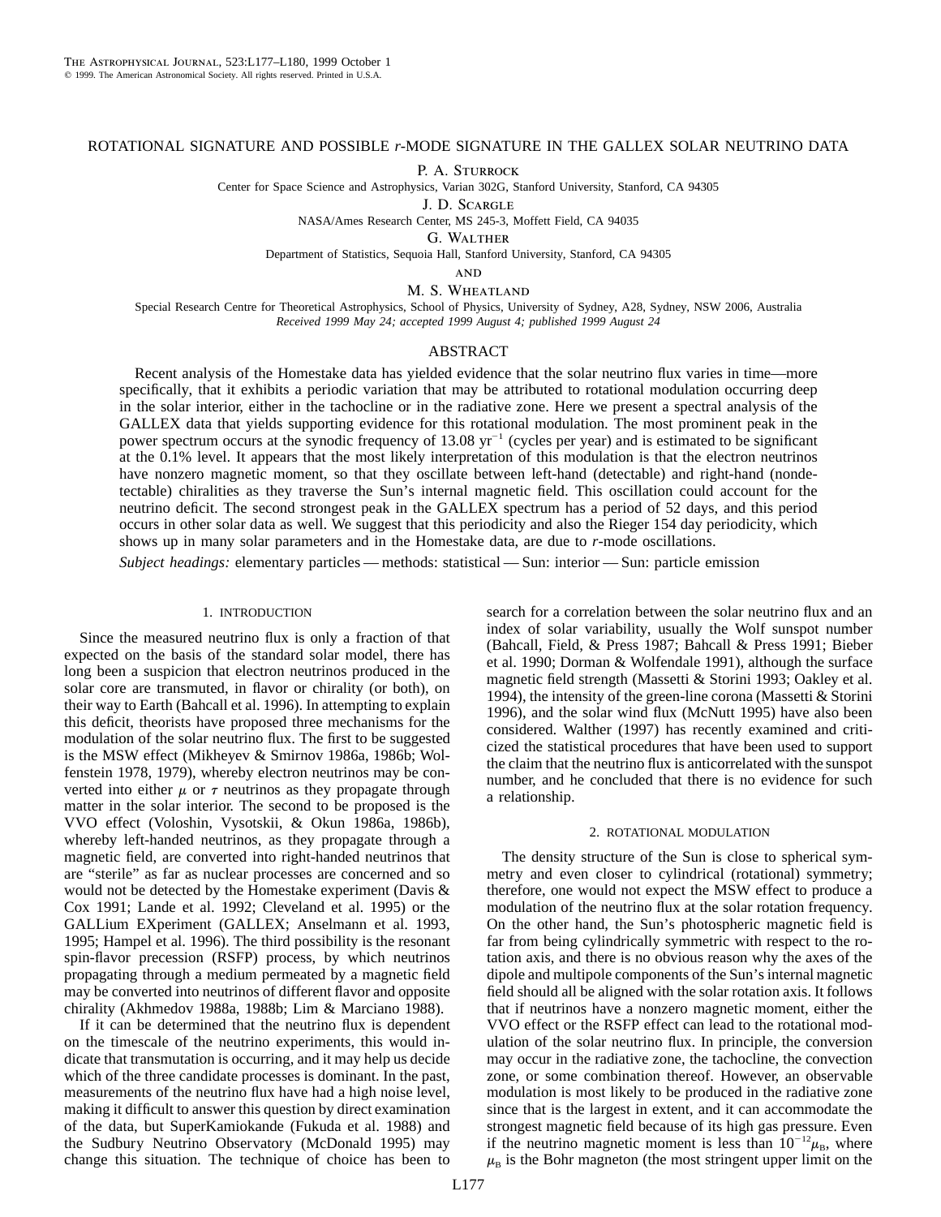# ROTATIONAL SIGNATURE AND POSSIBLE *r*-MODE SIGNATURE IN THE GALLEX SOLAR NEUTRINO DATA

P. A. Sturrock

Center for Space Science and Astrophysics, Varian 302G, Stanford University, Stanford, CA 94305

J. D. Scargle

NASA/Ames Research Center, MS 245-3, Moffett Field, CA 94035

G. Walther

Department of Statistics, Sequoia Hall, Stanford University, Stanford, CA 94305

and

M. S. Wheatland

Special Research Centre for Theoretical Astrophysics, School of Physics, University of Sydney, A28, Sydney, NSW 2006, Australia

*Received 1999 May 24; accepted 1999 August 4; published 1999 August 24*

## ABSTRACT

Recent analysis of the Homestake data has yielded evidence that the solar neutrino flux varies in time—more specifically, that it exhibits a periodic variation that may be attributed to rotational modulation occurring deep in the solar interior, either in the tachocline or in the radiative zone. Here we present a spectral analysis of the GALLEX data that yields supporting evidence for this rotational modulation. The most prominent peak in the power spectrum occurs at the synodic frequency of 13.08 $yr^{-1}$ (cycles per year) and is estimated to be significant at the 0.1% level. It appears that the most likely interpretation of this modulation is that the electron neutrinos have nonzero magnetic moment, so that they oscillate between left-hand (detectable) and right-hand (nondetectable) chiralities as they traverse the Sun's internal magnetic field. This oscillation could account for the neutrino deficit. The second strongest peak in the GALLEX spectrum has a period of 52 days, and this period occurs in other solar data as well. We suggest that this periodicity and also the Rieger 154 day periodicity, which shows up in many solar parameters and in the Homestake data, are due to *r*-mode oscillations.

*Subject headings:* elementary particles — methods: statistical — Sun: interior — Sun: particle emission

## 1. INTRODUCTION

Since the measured neutrino flux is only a fraction of that expected on the basis of the standard solar model, there has long been a suspicion that electron neutrinos produced in the solar core are transmuted, in flavor or chirality (or both), on their way to Earth (Bahcall et al. 1996). In attempting to explain this deficit, theorists have proposed three mechanisms for the modulation of the solar neutrino flux. The first to be suggested is the MSW effect (Mikheyev & Smirnov 1986a, 1986b; Wolfenstein 1978, 1979), whereby electron neutrinos may be converted into either $\mu$ or $\tau$ neutrinos as they propagate through matter in the solar interior. The second to be proposed is the VVO effect (Voloshin, Vysotskii, & Okun 1986a, 1986b), whereby left-handed neutrinos, as they propagate through a magnetic field, are converted into right-handed neutrinos that are "sterile" as far as nuclear processes are concerned and so would not be detected by the Homestake experiment (Davis & Cox 1991; Lande et al. 1992; Cleveland et al. 1995) or the GALLium EXperiment (GALLEX; Anselmann et al. 1993, 1995; Hampel et al. 1996). The third possibility is the resonant spin-flavor precession (RSFP) process, by which neutrinos propagating through a medium permeated by a magnetic field may be converted into neutrinos of different flavor and opposite chirality (Akhmedov 1988a, 1988b; Lim & Marciano 1988).

If it can be determined that the neutrino flux is dependent on the timescale of the neutrino experiments, this would indicate that transmutation is occurring, and it may help us decide which of the three candidate processes is dominant. In the past, measurements of the neutrino flux have had a high noise level, making it difficult to answer this question by direct examination of the data, but SuperKamiokande (Fukuda et al. 1988) and the Sudbury Neutrino Observatory (McDonald 1995) may change this situation. The technique of choice has been to search for a correlation between the solar neutrino flux and an index of solar variability, usually the Wolf sunspot number (Bahcall, Field, & Press 1987; Bahcall & Press 1991; Bieber et al. 1990; Dorman & Wolfendale 1991), although the surface magnetic field strength (Massetti & Storini 1993; Oakley et al. 1994), the intensity of the green-line corona (Massetti & Storini 1996), and the solar wind flux (McNutt 1995) have also been considered. Walther (1997) has recently examined and criticized the statistical procedures that have been used to support the claim that the neutrino flux is anticorrelated with the sunspot number, and he concluded that there is no evidence for such a relationship.

## 2. ROTATIONAL MODULATION

The density structure of the Sun is close to spherical symmetry and even closer to cylindrical (rotational) symmetry; therefore, one would not expect the MSW effect to produce a modulation of the neutrino flux at the solar rotation frequency. On the other hand, the Sun's photospheric magnetic field is far from being cylindrically symmetric with respect to the rotation axis, and there is no obvious reason why the axes of the dipole and multipole components of the Sun's internal magnetic field should all be aligned with the solar rotation axis. It follows that if neutrinos have a nonzero magnetic moment, either the VVO effect or the RSFP effect can lead to the rotational modulation of the solar neutrino flux. In principle, the conversion may occur in the radiative zone, the tachocline, the convection zone, or some combination thereof. However, an observable modulation is most likely to be produced in the radiative zone since that is the largest in extent, and it can accommodate the strongest magnetic field because of its high gas pressure. Even if the neutrino magnetic moment is less than $10^{-12}\mu_B$, where $\mu_B$ is the Bohr magneton (the most stringent upper limit on the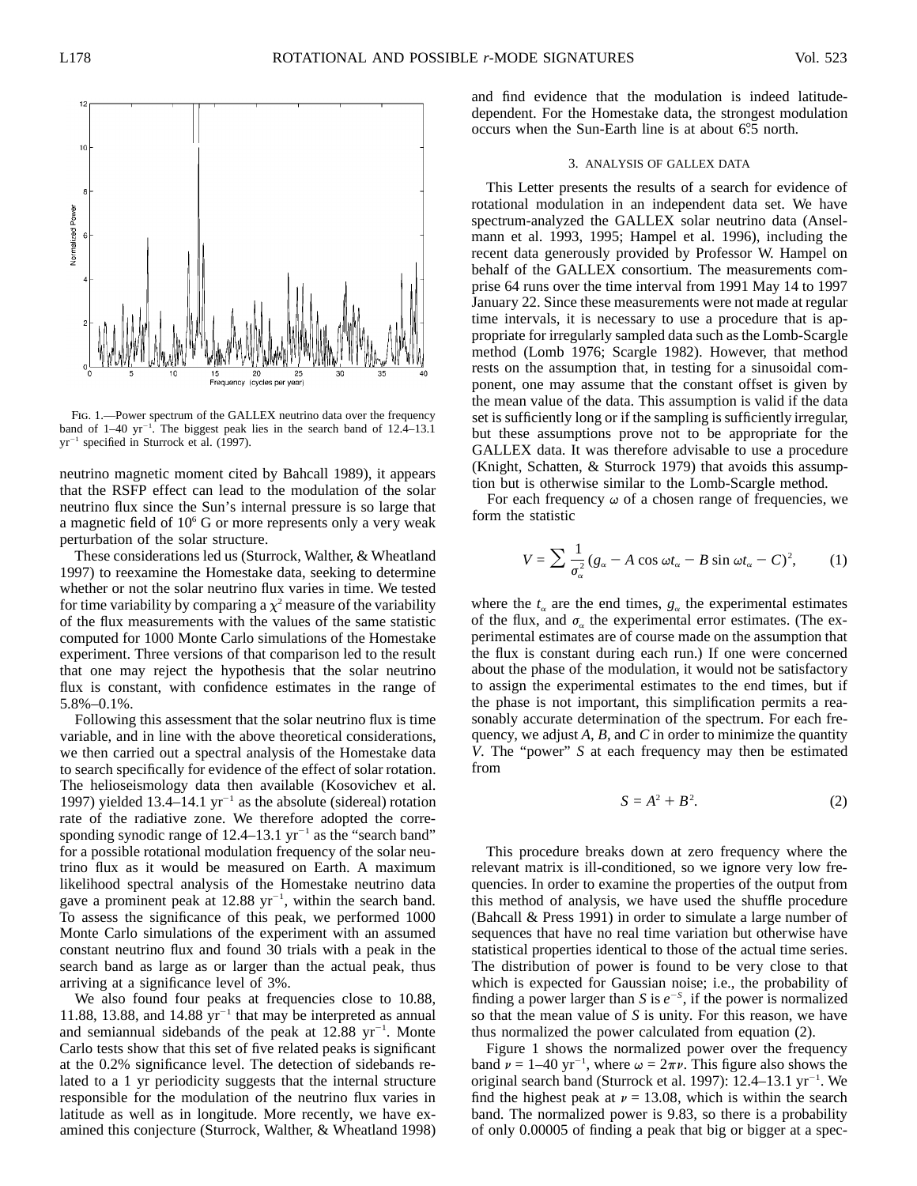FIG. 1.—Power spectrum of the GALLEX neutrino data over the frequency band of 1–40 $yr^{-1}$. The biggest peak lies in the search band of 12.4–13.1 $yr^{-1}$ specified in Sturrock et al. (1997).

neutrino magnetic moment cited by Bahcall 1989), it appears that the RSFP effect can lead to the modulation of the solar neutrino flux since the Sun's internal pressure is so large that a magnetic field of $10^6$ G or more represents only a very weak perturbation of the solar structure.

These considerations led us (Sturrock, Walther, & Wheatland 1997) to reexamine the Homestake data, seeking to determine whether or not the solar neutrino flux varies in time. We tested for time variability by comparing a $\chi^2$ measure of the variability of the flux measurements with the values of the same statistic computed for 1000 Monte Carlo simulations of the Homestake experiment. Three versions of that comparison led to the result that one may reject the hypothesis that the solar neutrino flux is constant, with confidence estimates in the range of 5.8%–0.1%.

Following this assessment that the solar neutrino flux is time variable, and in line with the above theoretical considerations, we then carried out a spectral analysis of the Homestake data to search specifically for evidence of the effect of solar rotation. The helioseismology data then available (Kosovichev et al. 1997) yielded 13.4–14.1 $yr^{-1}$ as the absolute (sidereal) rotation rate of the radiative zone. We therefore adopted the corresponding synodic range of 12.4–13.1 $yr^{-1}$ as the "search band" for a possible rotational modulation frequency of the solar neutrino flux as it would be measured on Earth. A maximum likelihood spectral analysis of the Homestake neutrino data gave a prominent peak at 12.88 $yr^{-1}$, within the search band. To assess the significance of this peak, we performed 1000 Monte Carlo simulations of the experiment with an assumed constant neutrino flux and found 30 trials with a peak in the search band as large as or larger than the actual peak, thus arriving at a significance level of 3%.

We also found four peaks at frequencies close to 10.88, 11.88, 13.88, and 14.88 $yr^{-1}$ that may be interpreted as annual and semiannual sidebands of the peak at 12.88 $yr^{-1}$. Monte Carlo tests show that this set of five related peaks is significant at the 0.2% significance level. The detection of sidebands related to a 1 yr periodicity suggests that the internal structure responsible for the modulation of the neutrino flux varies in latitude as well as in longitude. More recently, we have examined this conjecture (Sturrock, Walther, & Wheatland 1998) and find evidence that the modulation is indeed latitude-dependent. For the Homestake data, the strongest modulation occurs when the Sun-Earth line is at about 6°.5 north.

## 3. ANALYSIS OF GALLEX DATA

This Letter presents the results of a search for evidence of rotational modulation in an independent data set. We have spectrum-analyzed the GALLEX solar neutrino data (Anselmann et al. 1993, 1995; Hampel et al. 1996), including the recent data generously provided by Professor W. Hampel on behalf of the GALLEX consortium. The measurements comprise 64 runs over the time interval from 1991 May 14 to 1997 January 22. Since these measurements were not made at regular time intervals, it is necessary to use a procedure that is appropriate for irregularly sampled data such as the Lomb-Scargle method (Lomb 1976; Scargle 1982). However, that method rests on the assumption that, in testing for a sinusoidal component, one may assume that the constant offset is given by the mean value of the data. This assumption is valid if the data set is sufficiently long or if the sampling is sufficiently irregular, but these assumptions prove not to be appropriate for the GALLEX data. It was therefore advisable to use a procedure (Knight, Schatten, & Sturrock 1979) that avoids this assumption but is otherwise similar to the Lomb-Scargle method.

For each frequency $\omega$ of a chosen range of frequencies, we form the statistic

$$V = \sum \frac{1}{\sigma_\alpha^2}(g_\alpha - A\cos\omega t_\alpha - B\sin\omega t_\alpha - C)^2, \qquad (1)$$

where the $t_\alpha$ are the end times, $g_\alpha$ the experimental estimates of the flux, and $\sigma_\alpha$ the experimental error estimates. (The experimental estimates are of course made on the assumption that the flux is constant during each run.) If one were concerned about the phase of the modulation, it would not be satisfactory to assign the experimental estimates to the end times, but if the phase is not important, this simplification permits a reasonably accurate determination of the spectrum. For each frequency, we adjust $A$, $B$, and $C$ in order to minimize the quantity $V$. The "power" $S$ at each frequency may then be estimated from

$$S = A^2 + B^2. \qquad (2)$$

This procedure breaks down at zero frequency where the relevant matrix is ill-conditioned, so we ignore very low frequencies. In order to examine the properties of the output from this method of analysis, we have used the shuffle procedure (Bahcall & Press 1991) in order to simulate a large number of sequences that have no real time variation but otherwise have statistical properties identical to those of the actual time series. The distribution of power is found to be very close to that which is expected for Gaussian noise; i.e., the probability of finding a power larger than $S$ is $e^{-S}$, if the power is normalized so that the mean value of $S$ is unity. For this reason, we have thus normalized the power calculated from equation (2).

Figure 1 shows the normalized power over the frequency band $\nu$ = 1–40 $yr^{-1}$, where $\omega = 2\pi\nu$. This figure also shows the original search band (Sturrock et al. 1997): 12.4–13.1 $yr^{-1}$. We find the highest peak at $\nu$ = 13.08, which is within the search band. The normalized power is 9.83, so there is a probability of only 0.00005 of finding a peak that big or bigger at a spec-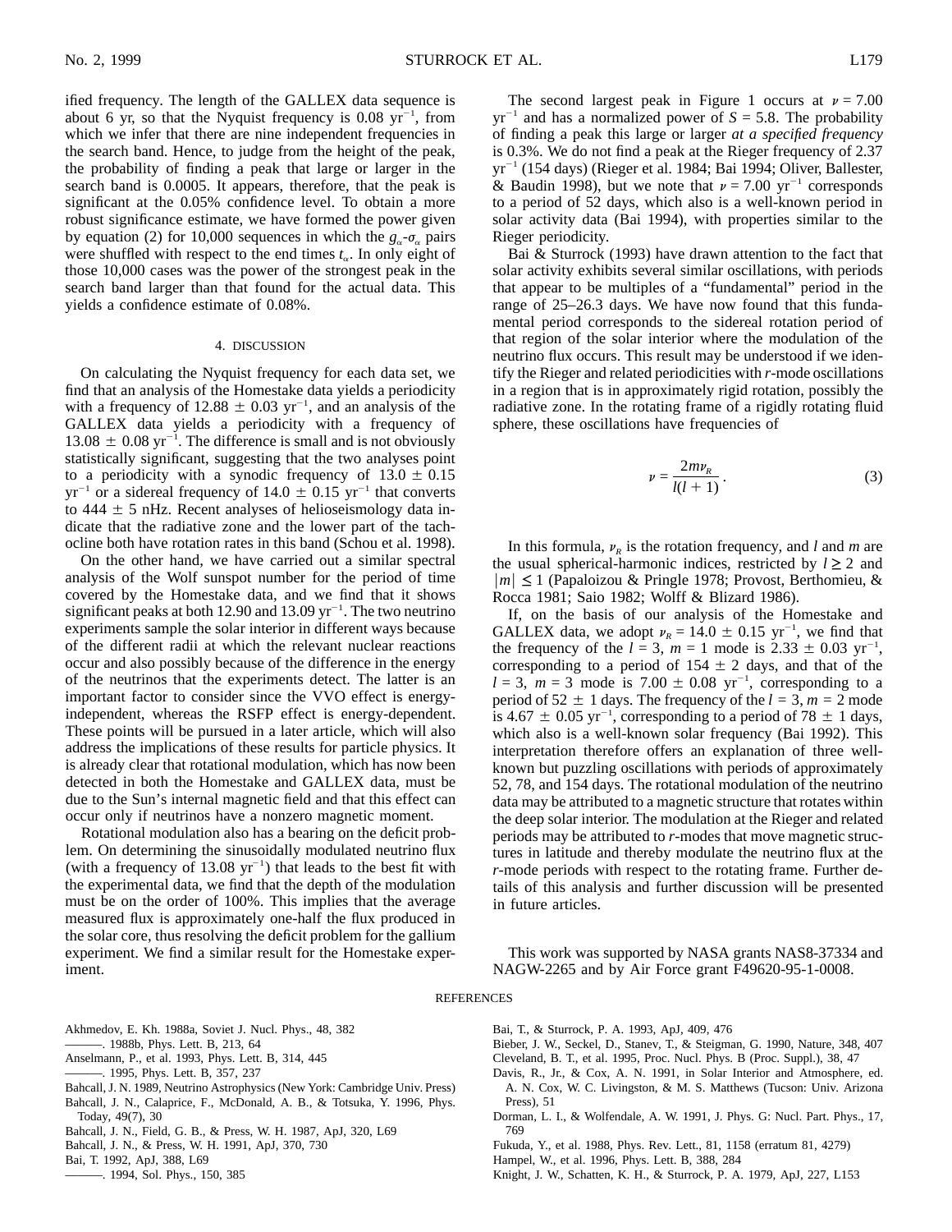ified frequency. The length of the GALLEX data sequence is about 6 yr, so that the Nyquist frequency is 0.08 $yr^{-1}$, from which we infer that there are nine independent frequencies in the search band. Hence, to judge from the height of the peak, the probability of finding a peak that large or larger in the search band is 0.0005. It appears, therefore, that the peak is significant at the 0.05% confidence level. To obtain a more robust significance estimate, we have formed the power given by equation (2) for 10,000 sequences in which the $g_\alpha$-$\sigma_\alpha$ pairs were shuffled with respect to the end times $t_\alpha$. In only eight of those 10,000 cases was the power of the strongest peak in the search band larger than that found for the actual data. This yields a confidence estimate of 0.08%.

## 4. DISCUSSION

On calculating the Nyquist frequency for each data set, we find that an analysis of the Homestake data yields a periodicity with a frequency of $12.88 \pm 0.03$ $yr^{-1}$, and an analysis of the GALLEX data yields a periodicity with a frequency of $13.08 \pm 0.08$ $yr^{-1}$. The difference is small and is not obviously statistically significant, suggesting that the two analyses point to a periodicity with a synodic frequency of $13.0 \pm 0.15$ $yr^{-1}$ or a sidereal frequency of $14.0 \pm 0.15$ $yr^{-1}$ that converts to $444 \pm 5$ nHz. Recent analyses of helioseismology data indicate that the radiative zone and the lower part of the tachocline both have rotation rates in this band (Schou et al. 1998).

On the other hand, we have carried out a similar spectral analysis of the Wolf sunspot number for the period of time covered by the Homestake data, and we find that it shows significant peaks at both 12.90 and 13.09 $yr^{-1}$. The two neutrino experiments sample the solar interior in different ways because of the different radii at which the relevant nuclear reactions occur and also possibly because of the difference in the energy of the neutrinos that the experiments detect. The latter is an important factor to consider since the VVO effect is energy-independent, whereas the RSFP effect is energy-dependent. These points will be pursued in a later article, which will also address the implications of these results for particle physics. It is already clear that rotational modulation, which has now been detected in both the Homestake and GALLEX data, must be due to the Sun's internal magnetic field and that this effect can occur only if neutrinos have a nonzero magnetic moment.

Rotational modulation also has a bearing on the deficit problem. On determining the sinusoidally modulated neutrino flux (with a frequency of 13.08 $yr^{-1}$) that leads to the best fit with the experimental data, we find that the depth of the modulation must be on the order of 100%. This implies that the average measured flux is approximately one-half the flux produced in the solar core, thus resolving the deficit problem for the gallium experiment. We find a similar result for the Homestake experiment.

The second largest peak in Figure 1 occurs at $\nu = 7.00$ $yr^{-1}$ and has a normalized power of $S = 5.8$. The probability of finding a peak this large or larger *at a specified frequency* is 0.3%. We do not find a peak at the Rieger frequency of 2.37 $yr^{-1}$ (154 days) (Rieger et al. 1984; Bai 1994; Oliver, Ballester, & Baudin 1998), but we note that $\nu = 7.00$ $yr^{-1}$ corresponds to a period of 52 days, which also is a well-known period in solar activity data (Bai 1994), with properties similar to the Rieger periodicity.

Bai & Sturrock (1993) have drawn attention to the fact that solar activity exhibits several similar oscillations, with periods that appear to be multiples of a "fundamental" period in the range of 25–26.3 days. We have now found that this fundamental period corresponds to the sidereal rotation period of that region of the solar interior where the modulation of the neutrino flux occurs. This result may be understood if we identify the Rieger and related periodicities with *r*-mode oscillations in a region that is in approximately rigid rotation, possibly the radiative zone. In the rotating frame of a rigidly rotating fluid sphere, these oscillations have frequencies of

$$\nu = \frac{2m\nu_R}{l(l+1)}. \tag{3}$$

In this formula, $\nu_R$ is the rotation frequency, and $l$ and $m$ are the usual spherical-harmonic indices, restricted by $l \geq 2$ and $|m| \leq 1$ (Papaloizou & Pringle 1978; Provost, Berthomieu, & Rocca 1981; Saio 1982; Wolff & Blizard 1986).

If, on the basis of our analysis of the Homestake and GALLEX data, we adopt $\nu_R = 14.0 \pm 0.15$ $yr^{-1}$, we find that the frequency of the $l = 3$, $m = 1$ mode is $2.33 \pm 0.03$ $yr^{-1}$, corresponding to a period of $154 \pm 2$ days, and that of the $l = 3$, $m = 3$ mode is $7.00 \pm 0.08$ $yr^{-1}$, corresponding to a period of $52 \pm 1$ days. The frequency of the $l = 3$, $m = 2$ mode is $4.67 \pm 0.05$ $yr^{-1}$, corresponding to a period of $78 \pm 1$ days, which also is a well-known solar frequency (Bai 1992). This interpretation therefore offers an explanation of three well-known but puzzling oscillations with periods of approximately 52, 78, and 154 days. The rotational modulation of the neutrino data may be attributed to a magnetic structure that rotates within the deep solar interior. The modulation at the Rieger and related periods may be attributed to *r*-modes that move magnetic structures in latitude and thereby modulate the neutrino flux at the *r*-mode periods with respect to the rotating frame. Further details of this analysis and further discussion will be presented in future articles.

This work was supported by NASA grants NAS8-37334 and NAGW-2265 and by Air Force grant F49620-95-1-0008.

## REFERENCES

Akhmedov, E. Kh. 1988a, Soviet J. Nucl. Phys., 48, 382
———. 1988b, Phys. Lett. B, 213, 64
Anselmann, P., et al. 1993, Phys. Lett. B, 314, 445
———. 1995, Phys. Lett. B, 357, 237
Bahcall, J. N. 1989, Neutrino Astrophysics (New York: Cambridge Univ. Press)
Bahcall, J. N., Calaprice, F., McDonald, A. B., & Totsuka, Y. 1996, Phys. Today, 49(7), 30
Bahcall, J. N., Field, G. B., & Press, W. H. 1987, ApJ, 320, L69
Bahcall, J. N., & Press, W. H. 1991, ApJ, 370, 730
Bai, T. 1992, ApJ, 388, L69
———. 1994, Sol. Phys., 150, 385
Bai, T., & Sturrock, P. A. 1993, ApJ, 409, 476
Bieber, J. W., Seckel, D., Stanev, T., & Steigman, G. 1990, Nature, 348, 407
Cleveland, B. T., et al. 1995, Proc. Nucl. Phys. B (Proc. Suppl.), 38, 47
Davis, R., Jr., & Cox, A. N. 1991, in Solar Interior and Atmosphere, ed. A. N. Cox, W. C. Livingston, & M. S. Matthews (Tucson: Univ. Arizona Press), 51
Dorman, L. I., & Wolfendale, A. W. 1991, J. Phys. G: Nucl. Part. Phys., 17, 769
Fukuda, Y., et al. 1988, Phys. Rev. Lett., 81, 1158 (erratum 81, 4279)
Hampel, W., et al. 1996, Phys. Lett. B, 388, 284
Knight, J. W., Schatten, K. H., & Sturrock, P. A. 1979, ApJ, 227, L153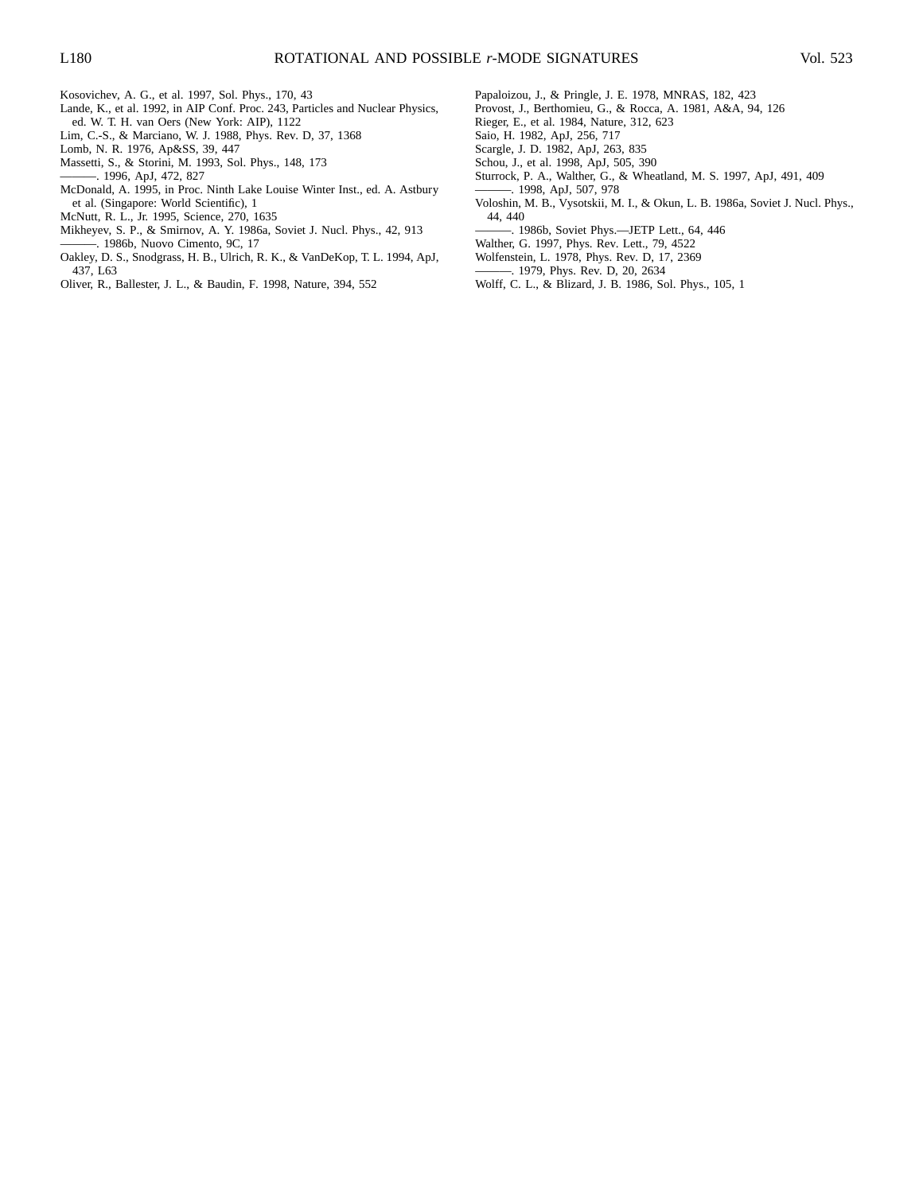Kosovichev, A. G., et al. 1997, Sol. Phys., 170, 43

Lande, K., et al. 1992, in AIP Conf. Proc. 243, Particles and Nuclear Physics, ed. W. T. H. van Oers (New York: AIP), 1122

Lim, C.-S., & Marciano, W. J. 1988, Phys. Rev. D, 37, 1368

Lomb, N. R. 1976, Ap&SS, 39, 447

Massetti, S., & Storini, M. 1993, Sol. Phys., 148, 173

———. 1996, ApJ, 472, 827

McDonald, A. 1995, in Proc. Ninth Lake Louise Winter Inst., ed. A. Astbury et al. (Singapore: World Scientific), 1

McNutt, R. L., Jr. 1995, Science, 270, 1635

Mikheyev, S. P., & Smirnov, A. Y. 1986a, Soviet J. Nucl. Phys., 42, 913

———. 1986b, Nuovo Cimento, 9C, 17

Oakley, D. S., Snodgrass, H. B., Ulrich, R. K., & VanDeKop, T. L. 1994, ApJ, 437, L63

Oliver, R., Ballester, J. L., & Baudin, F. 1998, Nature, 394, 552

Papaloizou, J., & Pringle, J. E. 1978, MNRAS, 182, 423

Provost, J., Berthomieu, G., & Rocca, A. 1981, A&A, 94, 126

Rieger, E., et al. 1984, Nature, 312, 623

Saio, H. 1982, ApJ, 256, 717

Scargle, J. D. 1982, ApJ, 263, 835

Schou, J., et al. 1998, ApJ, 505, 390

Sturrock, P. A., Walther, G., & Wheatland, M. S. 1997, ApJ, 491, 409

———. 1998, ApJ, 507, 978

Voloshin, M. B., Vysotskii, M. I., & Okun, L. B. 1986a, Soviet J. Nucl. Phys., 44, 440

———. 1986b, Soviet Phys.—JETP Lett., 64, 446

Walther, G. 1997, Phys. Rev. Lett., 79, 4522

Wolfenstein, L. 1978, Phys. Rev. D, 17, 2369

———. 1979, Phys. Rev. D, 20, 2634

Wolff, C. L., & Blizard, J. B. 1986, Sol. Phys., 105, 1